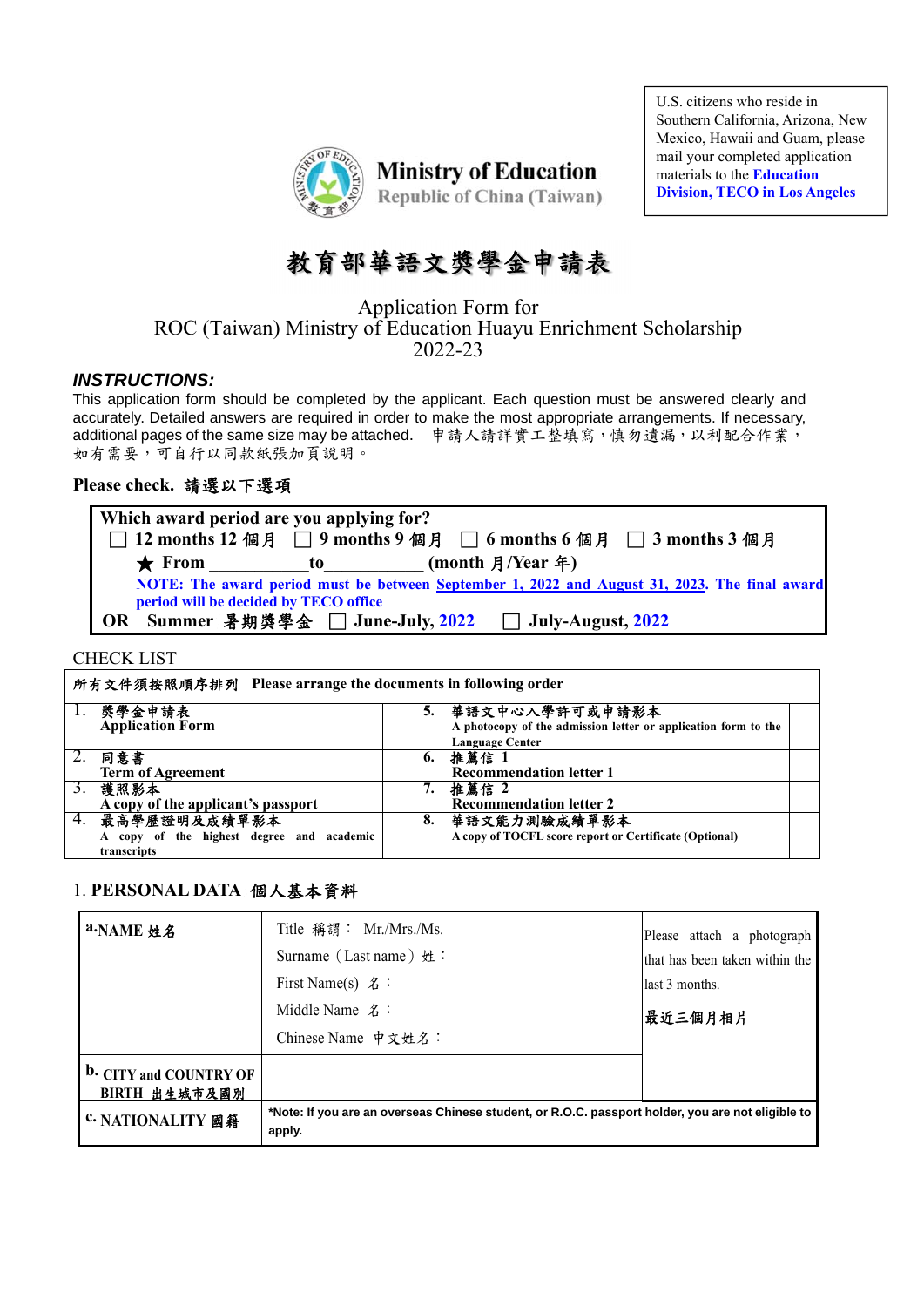U.S. citizens who reside in Southern California, Arizona, New Mexico, Hawaii and Guam, please mail your completed application materials to the **Education Division, TECO in Los Angeles**

**Ministry of Education**
Republic of China (Taiwan)

# 教育部華語文獎學金申請表

Application Form for
ROC (Taiwan) Ministry of Education Huayu Enrichment Scholarship
2022-23

### *INSTRUCTIONS:*

This application form should be completed by the applicant. Each question must be answered clearly and accurately. Detailed answers are required in order to make the most appropriate arrangements. If necessary, additional pages of the same size may be attached. 申請人請詳實工整填寫，慎勿遺漏，以利配合作業，如有需要，可自行以同款紙張加頁說明。

**Please check. 請選以下選項**

**Which award period are you applying for?**

☐ **12 months 12 個月** ☐ **9 months 9 個月** ☐ **6 months 6 個月** ☐ **3 months 3 個月**

★ **From __________to___________ (month 月/Year 年)**

**NOTE: The award period must be between September 1, 2022 and August 31, 2023. The final award period will be decided by TECO office**

**OR Summer 暑期獎學金** ☐ **June-July, 2022** ☐ **July-August, 2022**

CHECK LIST

| 所有文件須按照順序排列 Please arrange the documents in following order | | | | | |
|---|---|---|---|---|---|
| 1. | 獎學金申請表 Application Form | | 5. | 華語文中心入學許可或申請影本 A photocopy of the admission letter or application form to the Language Center | |
| 2. | 同意書 Term of Agreement | | 6. | 推薦信 1 Recommendation letter 1 | |
| 3. | 護照影本 A copy of the applicant's passport | | 7. | 推薦信 2 Recommendation letter 2 | |
| 4. | 最高學歷證明及成績單影本 A copy of the highest degree and academic transcripts | | 8. | 華語文能力測驗成績單影本 A copy of TOCFL score report or Certificate (Optional) | |

## 1. PERSONAL DATA 個人基本資料

| | | |
|---|---|---|
| **a.NAME 姓名** | Title 稱謂： Mr./Mrs./Ms.<br>Surname（Last name）姓：<br>First Name(s) 名：<br>Middle Name 名：<br>Chinese Name 中文姓名： | Please attach a photograph that has been taken within the last 3 months.<br>最近三個月相片 |
| **b. CITY and COUNTRY OF BIRTH 出生城市及國別** | | |
| **c. NATIONALITY 國籍** | **\*Note: If you are an overseas Chinese student, or R.O.C. passport holder, you are not eligible to apply.** | |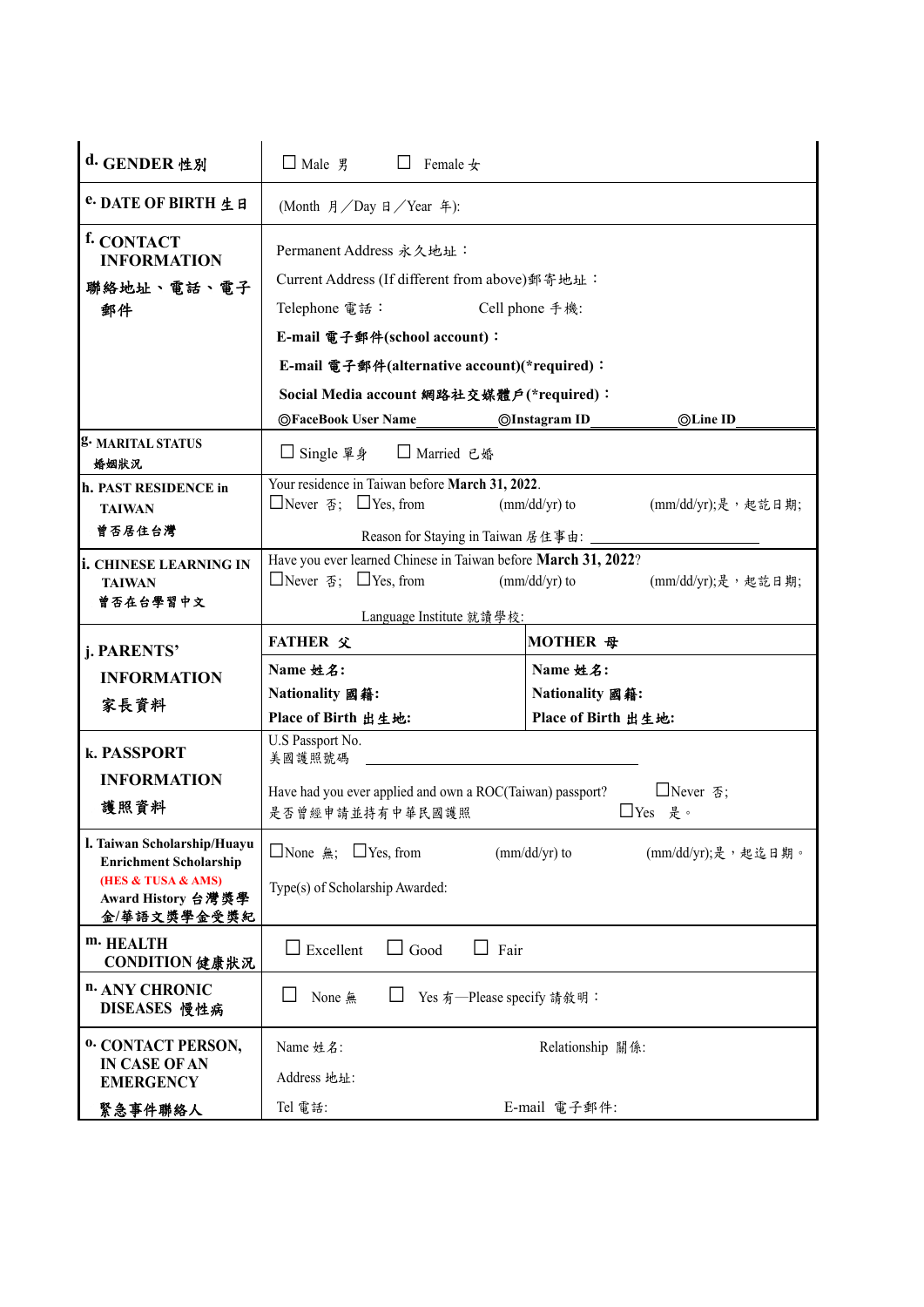| | |
|---|---|
| **d. GENDER 性別** | ☐ Male 男　　☐ Female 女 |
| **e. DATE OF BIRTH 生日** | (Month 月／Day 日／Year 年): |
| **f. CONTACT INFORMATION 聯絡地址、電話、電子郵件** | Permanent Address 永久地址：<br>Current Address (If different from above)郵寄地址：<br>Telephone 電話：　　　　Cell phone 手機:<br>**E-mail 電子郵件(school account)：**<br>**E-mail 電子郵件(alternative account)(*required)：**<br>**Social Media account 網路社交媒體戶(*required)：**<br>**◎FaceBook User Name**＿＿＿＿ **◎Instagram ID**＿＿＿＿ **◎Line ID**＿＿＿＿ |
| **g. MARITAL STATUS 婚姻狀況** | ☐ Single 單身　☐ Married 已婚 |
| **h. PAST RESIDENCE in TAIWAN 曾否居住台灣** | Your residence in Taiwan before **March 31, 2022**.<br>☐Never 否; ☐Yes, from　　(mm/dd/yr) to　　(mm/dd/yr);是，起訖日期;<br>Reason for Staying in Taiwan 居住事由: ＿＿＿＿＿＿＿＿ |
| **i. CHINESE LEARNING IN TAIWAN 曾否在台學習中文** | Have you ever learned Chinese in Taiwan before **March 31, 2022**?<br>☐Never 否; ☐Yes, from　　(mm/dd/yr) to　　(mm/dd/yr);是，起訖日期;<br>Language Institute 就讀學校: |
| **j. PARENTS' INFORMATION 家長資料** | **FATHER 父**<br>**Name 姓名:**<br>**Nationality 國籍:**<br>**Place of Birth 出生地:**<br><br>**MOTHER 母**<br>**Name 姓名:**<br>**Nationality 國籍:**<br>**Place of Birth 出生地:** |
| **k. PASSPORT INFORMATION 護照資料** | U.S Passport No. 美國護照號碼 ＿＿＿＿＿＿＿＿<br>Have had you ever applied and own a ROC(Taiwan) passport? 是否曾經申請並持有中華民國護照　☐Never 否; ☐Yes 是。 |
| **l. Taiwan Scholarship/Huayu Enrichment Scholarship (HES & TUSA & AMS) Award History 台灣獎學金/華語文獎學金受獎紀** | ☐None 無; ☐Yes, from　　(mm/dd/yr) to　　(mm/dd/yr);是，起迄日期。<br>Type(s) of Scholarship Awarded: |
| **m. HEALTH CONDITION 健康狀況** | ☐ Excellent　☐ Good　☐ Fair |
| **n. ANY CHRONIC DISEASES 慢性病** | ☐ None 無　☐ Yes 有—Please specify 請敘明： |
| **o. CONTACT PERSON, IN CASE OF AN EMERGENCY 緊急事件聯絡人** | Name 姓名:　　　　Relationship 關係:<br>Address 地址:<br>Tel 電話:　　　　E-mail 電子郵件: |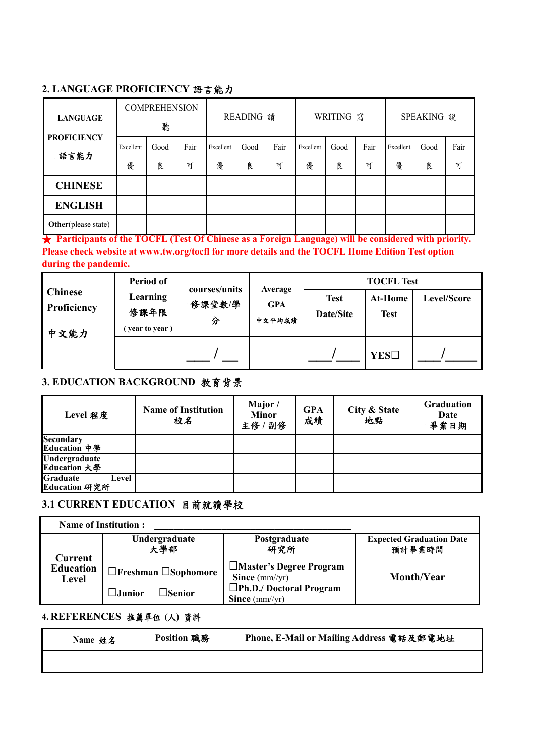## 2. LANGUAGE PROFICIENCY 語言能力

| LANGUAGE PROFICIENCY 語言能力 | COMPREHENSION 聽 | | | READING 讀 | | | WRITING 寫 | | | SPEAKING 說 | | |
|---|---|---|---|---|---|---|---|---|---|---|---|---|
| | Excellent 優 | Good 良 | Fair 可 | Excellent 優 | Good 良 | Fair 可 | Excellent 優 | Good 良 | Fair 可 | Excellent 優 | Good 良 | Fair 可 |
| **CHINESE** | | | | | | | | | | | | |
| **ENGLISH** | | | | | | | | | | | | |
| **Other**(please state) | | | | | | | | | | | | |

★ **Participants of the TOCFL (Test Of Chinese as a Foreign Language) will be considered with priority. Please check website at www.tw.org/tocfl for more details and the TOCFL Home Edition Test option during the pandemic.**

| Chinese Proficiency 中文能力 | Period of Learning 修課年限 ( year to year ) | courses/units 修課堂數/學分 | Average GPA 中文平均成績 | TOCFL Test | | |
|---|---|---|---|---|---|---|
| | | | | Test Date/Site | At-Home Test | Level/Score |
| | | ____ / ___ | | ____/____ | YES☐ | ____/_____ |

## 3. EDUCATION BACKGROUND 教育背景

| Level 程度 | Name of Institution 校名 | Major / Minor 主修 / 副修 | GPA 成績 | City & State 地點 | Graduation Date 畢業日期 |
|---|---|---|---|---|---|
| Secondary Education 中學 | | | | | |
| Undergraduate Education 大學 | | | | | |
| Graduate Level Education 研究所 | | | | | |

## 3.1 CURRENT EDUCATION 目前就讀學校

| Name of Institution : | | | |
|---|---|---|---|
| Current Education Level | Undergraduate 大學部 | Postgraduate 研究所 | Expected Graduation Date 預計畢業時間 |
| | ☐Freshman ☐Sophomore<br>☐Junior ☐Senior | ☐Master's Degree Program Since (mm//yr)<br>☐Ph.D./ Doctoral Program Since (mm//yr) | Month/Year |

## 4. REFERENCES 推薦單位 (人) 資料

| Name 姓名 | Position 職務 | Phone, E-Mail or Mailing Address 電話及郵電地址 |
|---|---|---|
| | | |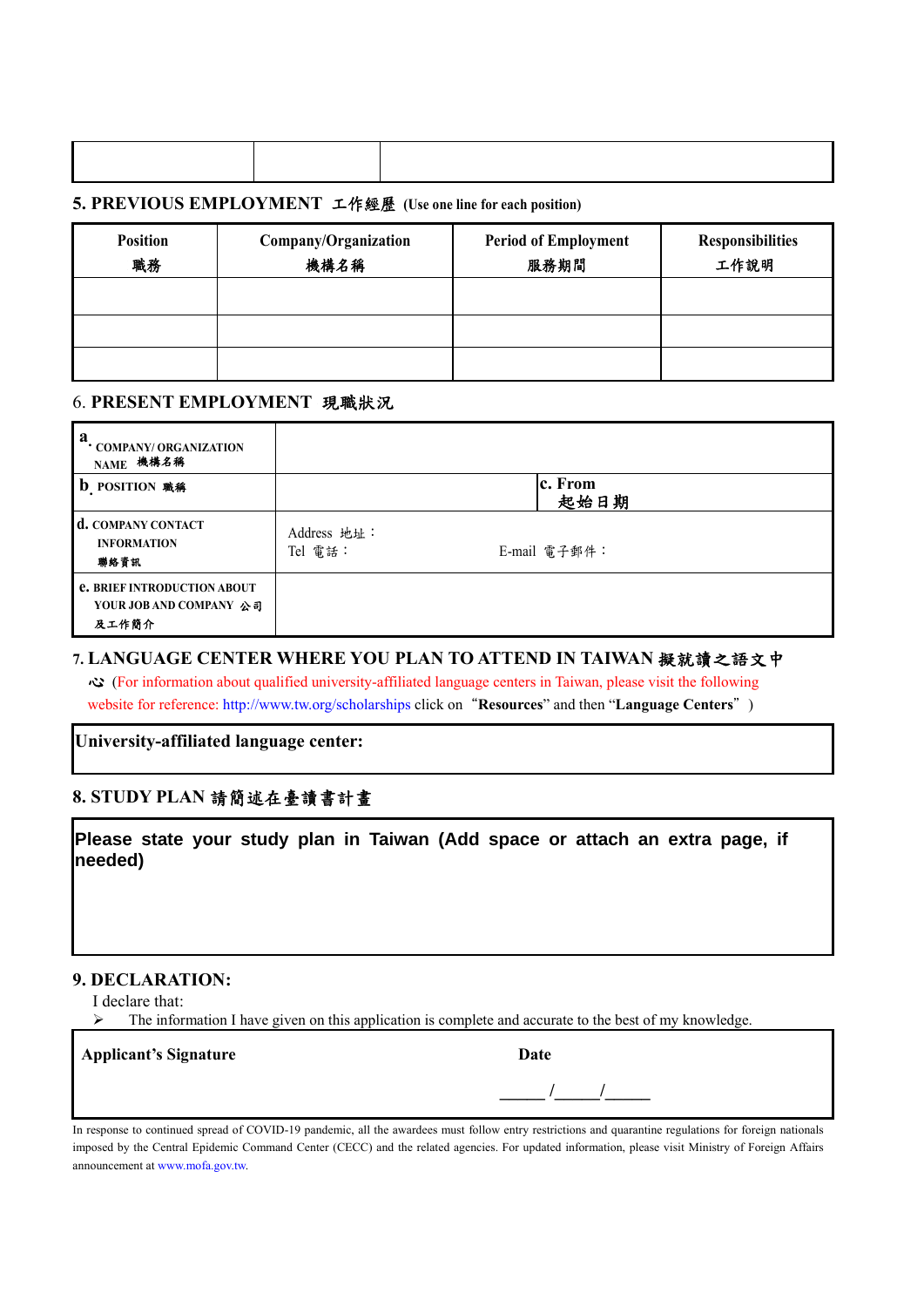| | | |
|---|---|---|
| | | |

## 5. PREVIOUS EMPLOYMENT 工作經歷 (Use one line for each position)

| Position 職務 | Company/Organization 機構名稱 | Period of Employment 服務期間 | Responsibilities 工作說明 |
|---|---|---|---|
| | | | |
| | | | |
| | | | |

## 6. PRESENT EMPLOYMENT 現職狀況

| | | |
|---|---|---|
| a. COMPANY/ ORGANIZATION NAME 機構名稱 | | |
| b. POSITION 職稱 | | c. From 起始日期 |
| d. COMPANY CONTACT INFORMATION 聯絡資訊 | Address 地址：<br>Tel 電話： | E-mail 電子郵件： |
| e. BRIEF INTRODUCTION ABOUT YOUR JOB AND COMPANY 公司及工作簡介 | | |

## 7. LANGUAGE CENTER WHERE YOU PLAN TO ATTEND IN TAIWAN 擬就讀之語文中心

(For information about qualified university-affiliated language centers in Taiwan, please visit the following website for reference: http://www.tw.org/scholarships click on "**Resources**" and then "**Language Centers**")

| |
|---|
| **University-affiliated language center:** |

## 8. STUDY PLAN 請簡述在臺讀書計畫

| |
|---|
| **Please state your study plan in Taiwan (Add space or attach an extra page, if needed)** |

## 9. DECLARATION:

I declare that:

- The information I have given on this application is complete and accurate to the best of my knowledge.

| **Applicant's Signature** | **Date** |
|---|---|
| | _____ /_____/_____ |

In response to continued spread of COVID-19 pandemic, all the awardees must follow entry restrictions and quarantine regulations for foreign nationals imposed by the Central Epidemic Command Center (CECC) and the related agencies. For updated information, please visit Ministry of Foreign Affairs announcement at www.mofa.gov.tw.